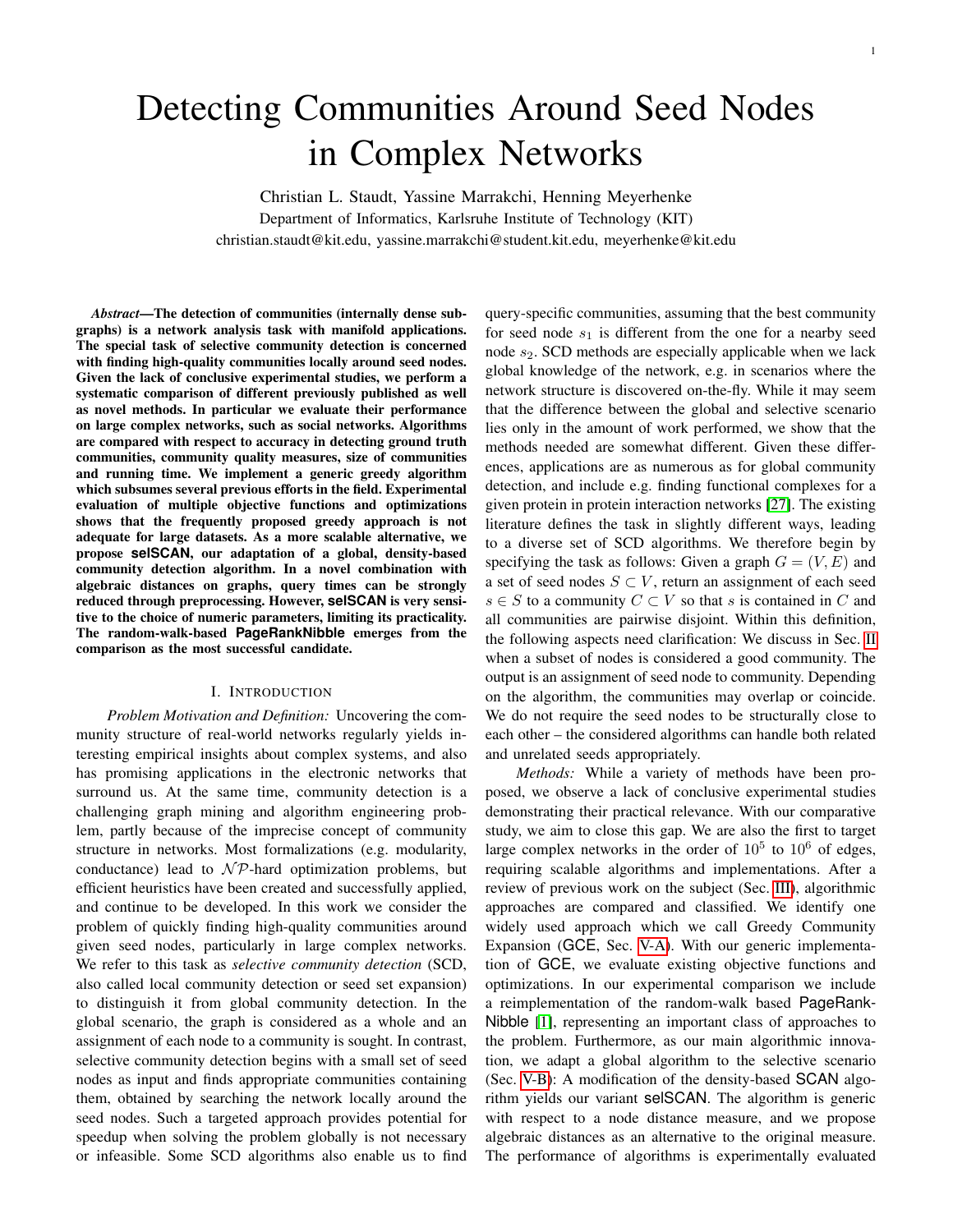# Detecting Communities Around Seed Nodes in Complex Networks

Christian L. Staudt, Yassine Marrakchi, Henning Meyerhenke

Department of Informatics, Karlsruhe Institute of Technology (KIT)

christian.staudt@kit.edu, yassine.marrakchi@student.kit.edu, meyerhenke@kit.edu

***Abstract*—The detection of communities (internally dense subgraphs) is a network analysis task with manifold applications. The special task of selective community detection is concerned with finding high-quality communities locally around seed nodes. Given the lack of conclusive experimental studies, we perform a systematic comparison of different previously published as well as novel methods. In particular we evaluate their performance on large complex networks, such as social networks. Algorithms are compared with respect to accuracy in detecting ground truth communities, community quality measures, size of communities and running time. We implement a generic greedy algorithm which subsumes several previous efforts in the field. Experimental evaluation of multiple objective functions and optimizations shows that the frequently proposed greedy approach is not adequate for large datasets. As a more scalable alternative, we propose selSCAN, our adaptation of a global, density-based community detection algorithm. In a novel combination with algebraic distances on graphs, query times can be strongly reduced through preprocessing. However, selSCAN is very sensitive to the choice of numeric parameters, limiting its practicality. The random-walk-based PageRankNibble emerges from the comparison as the most successful candidate.**

## I. Introduction

*Problem Motivation and Definition:* Uncovering the community structure of real-world networks regularly yields interesting empirical insights about complex systems, and also has promising applications in the electronic networks that surround us. At the same time, community detection is a challenging graph mining and algorithm engineering problem, partly because of the imprecise concept of community structure in networks. Most formalizations (e.g. modularity, conductance) lead to $\mathcal{NP}$-hard optimization problems, but efficient heuristics have been created and successfully applied, and continue to be developed. In this work we consider the problem of quickly finding high-quality communities around given seed nodes, particularly in large complex networks. We refer to this task as *selective community detection* (SCD, also called local community detection or seed set expansion) to distinguish it from global community detection. In the global scenario, the graph is considered as a whole and an assignment of each node to a community is sought. In contrast, selective community detection begins with a small set of seed nodes as input and finds appropriate communities containing them, obtained by searching the network locally around the seed nodes. Such a targeted approach provides potential for speedup when solving the problem globally is not necessary or infeasible. Some SCD algorithms also enable us to find query-specific communities, assuming that the best community for seed node $s_1$ is different from the one for a nearby seed node $s_2$. SCD methods are especially applicable when we lack global knowledge of the network, e.g. in scenarios where the network structure is discovered on-the-fly. While it may seem that the difference between the global and selective scenario lies only in the amount of work performed, we show that the methods needed are somewhat different. Given these differences, applications are as numerous as for global community detection, and include e.g. finding functional complexes for a given protein in protein interaction networks [27]. The existing literature defines the task in slightly different ways, leading to a diverse set of SCD algorithms. We therefore begin by specifying the task as follows: Given a graph $G = (V, E)$ and a set of seed nodes $S \subset V$, return an assignment of each seed $s \in S$ to a community $C \subset V$ so that $s$ is contained in $C$ and all communities are pairwise disjoint. Within this definition, the following aspects need clarification: We discuss in Sec. II when a subset of nodes is considered a good community. The output is an assignment of seed node to community. Depending on the algorithm, the communities may overlap or coincide. We do not require the seed nodes to be structurally close to each other – the considered algorithms can handle both related and unrelated seeds appropriately.

*Methods:* While a variety of methods have been proposed, we observe a lack of conclusive experimental studies demonstrating their practical relevance. With our comparative study, we aim to close this gap. We are also the first to target large complex networks in the order of $10^5$ to $10^6$ of edges, requiring scalable algorithms and implementations. After a review of previous work on the subject (Sec. III), algorithmic approaches are compared and classified. We identify one widely used approach which we call Greedy Community Expansion (GCE, Sec. V-A). With our generic implementation of GCE, we evaluate existing objective functions and optimizations. In our experimental comparison we include a reimplementation of the random-walk based PageRank-Nibble [1], representing an important class of approaches to the problem. Furthermore, as our main algorithmic innovation, we adapt a global algorithm to the selective scenario (Sec. V-B): A modification of the density-based SCAN algorithm yields our variant selSCAN. The algorithm is generic with respect to a node distance measure, and we propose algebraic distances as an alternative to the original measure. The performance of algorithms is experimentally evaluated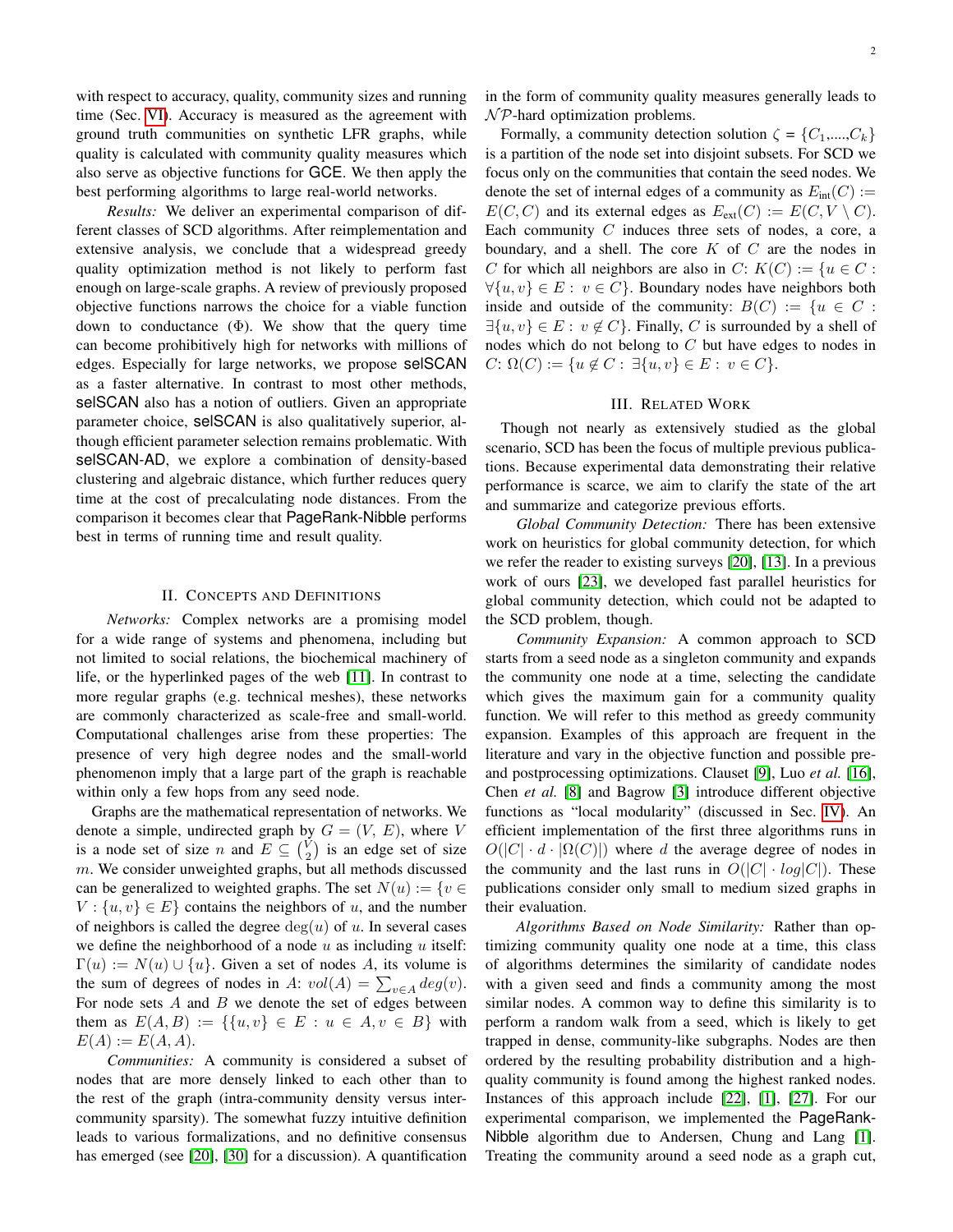with respect to accuracy, quality, community sizes and running time (Sec. VI). Accuracy is measured as the agreement with ground truth communities on synthetic LFR graphs, while quality is calculated with community quality measures which also serve as objective functions for GCE. We then apply the best performing algorithms to large real-world networks.

*Results:* We deliver an experimental comparison of different classes of SCD algorithms. After reimplementation and extensive analysis, we conclude that a widespread greedy quality optimization method is not likely to perform fast enough on large-scale graphs. A review of previously proposed objective functions narrows the choice for a viable function down to conductance ($\Phi$). We show that the query time can become prohibitively high for networks with millions of edges. Especially for large networks, we propose selSCAN as a faster alternative. In contrast to most other methods, selSCAN also has a notion of outliers. Given an appropriate parameter choice, selSCAN is also qualitatively superior, although efficient parameter selection remains problematic. With selSCAN-AD, we explore a combination of density-based clustering and algebraic distance, which further reduces query time at the cost of precalculating node distances. From the comparison it becomes clear that PageRank-Nibble performs best in terms of running time and result quality.

## II. Concepts and Definitions

*Networks:* Complex networks are a promising model for a wide range of systems and phenomena, including but not limited to social relations, the biochemical machinery of life, or the hyperlinked pages of the web [11]. In contrast to more regular graphs (e.g. technical meshes), these networks are commonly characterized as scale-free and small-world. Computational challenges arise from these properties: The presence of very high degree nodes and the small-world phenomenon imply that a large part of the graph is reachable within only a few hops from any seed node.

Graphs are the mathematical representation of networks. We denote a simple, undirected graph by $G = (V, E)$, where $V$ is a node set of size $n$ and $E \subseteq \binom{V}{2}$ is an edge set of size $m$. We consider unweighted graphs, but all methods discussed can be generalized to weighted graphs. The set $N(u) := \{v \in V : \{u, v\} \in E\}$ contains the neighbors of $u$, and the number of neighbors is called the degree $\deg(u)$ of $u$. In several cases we define the neighborhood of a node $u$ as including $u$ itself: $\Gamma(u) := N(u) \cup \{u\}$. Given a set of nodes $A$, its volume is the sum of degrees of nodes in $A$: $vol(A) = \sum_{v \in A} deg(v)$. For node sets $A$ and $B$ we denote the set of edges between them as $E(A, B) := \{\{u, v\} \in E : u \in A, v \in B\}$ with $E(A) := E(A, A)$.

*Communities:* A community is considered a subset of nodes that are more densely linked to each other than to the rest of the graph (intra-community density versus inter-community sparsity). The somewhat fuzzy intuitive definition leads to various formalizations, and no definitive consensus has emerged (see [20], [30] for a discussion). A quantification in the form of community quality measures generally leads to $\mathcal{NP}$-hard optimization problems.

Formally, a community detection solution $\zeta = \{C_1, ...., C_k\}$ is a partition of the node set into disjoint subsets. For SCD we focus only on the communities that contain the seed nodes. We denote the set of internal edges of a community as $E_{\text{int}}(C) := E(C, C)$ and its external edges as $E_{\text{ext}}(C) := E(C, V \setminus C)$. Each community $C$ induces three sets of nodes, a core, a boundary, and a shell. The core $K$ of $C$ are the nodes in $C$ for which all neighbors are also in $C$: $K(C) := \{u \in C : \forall \{u, v\} \in E : v \in C\}$. Boundary nodes have neighbors both inside and outside of the community: $B(C) := \{u \in C : \exists \{u, v\} \in E : v \notin C\}$. Finally, $C$ is surrounded by a shell of nodes which do not belong to $C$ but have edges to nodes in $C$: $\Omega(C) := \{u \notin C : \exists \{u, v\} \in E : v \in C\}$.

## III. Related Work

Though not nearly as extensively studied as the global scenario, SCD has been the focus of multiple previous publications. Because experimental data demonstrating their relative performance is scarce, we aim to clarify the state of the art and summarize and categorize previous efforts.

*Global Community Detection:* There has been extensive work on heuristics for global community detection, for which we refer the reader to existing surveys [20], [13]. In a previous work of ours [23], we developed fast parallel heuristics for global community detection, which could not be adapted to the SCD problem, though.

*Community Expansion:* A common approach to SCD starts from a seed node as a singleton community and expands the community one node at a time, selecting the candidate which gives the maximum gain for a community quality function. We will refer to this method as greedy community expansion. Examples of this approach are frequent in the literature and vary in the objective function and possible pre- and postprocessing optimizations. Clauset [9], Luo *et al.* [16], Chen *et al.* [8] and Bagrow [3] introduce different objective functions as "local modularity" (discussed in Sec. IV). An efficient implementation of the first three algorithms runs in $O(|C| \cdot d \cdot |\Omega(C)|)$ where $d$ the average degree of nodes in the community and the last runs in $O(|C| \cdot log|C|)$. These publications consider only small to medium sized graphs in their evaluation.

*Algorithms Based on Node Similarity:* Rather than optimizing community quality one node at a time, this class of algorithms determines the similarity of candidate nodes with a given seed and finds a community among the most similar nodes. A common way to define this similarity is to perform a random walk from a seed, which is likely to get trapped in dense, community-like subgraphs. Nodes are then ordered by the resulting probability distribution and a high-quality community is found among the highest ranked nodes. Instances of this approach include [22], [1], [27]. For our experimental comparison, we implemented the PageRank-Nibble algorithm due to Andersen, Chung and Lang [1]. Treating the community around a seed node as a graph cut,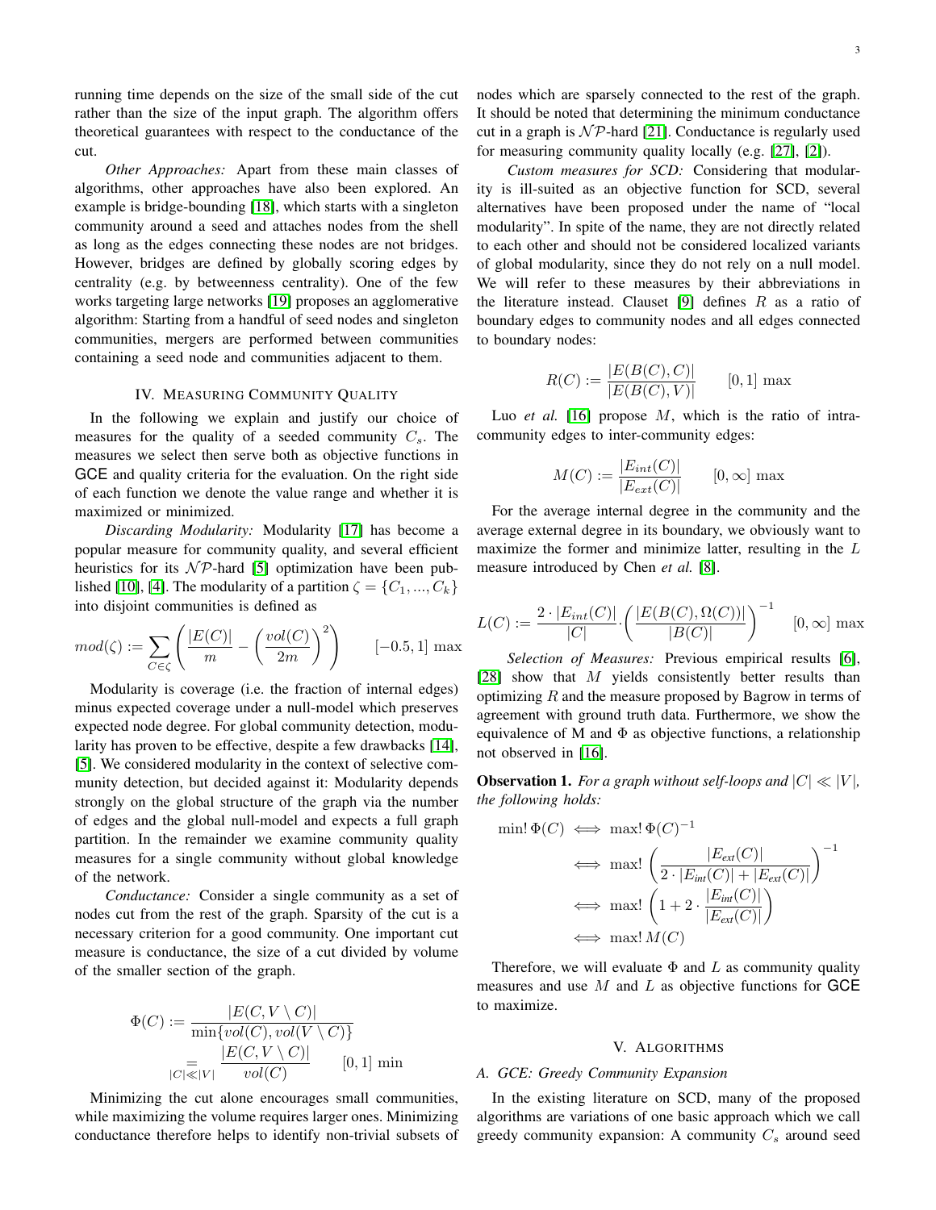running time depends on the size of the small side of the cut rather than the size of the input graph. The algorithm offers theoretical guarantees with respect to the conductance of the cut.

*Other Approaches:* Apart from these main classes of algorithms, other approaches have also been explored. An example is bridge-bounding [18], which starts with a singleton community around a seed and attaches nodes from the shell as long as the edges connecting these nodes are not bridges. However, bridges are defined by globally scoring edges by centrality (e.g. by betweenness centrality). One of the few works targeting large networks [19] proposes an agglomerative algorithm: Starting from a handful of seed nodes and singleton communities, mergers are performed between communities containing a seed node and communities adjacent to them.

## IV. Measuring Community Quality

In the following we explain and justify our choice of measures for the quality of a seeded community $C_s$. The measures we select then serve both as objective functions in GCE and quality criteria for the evaluation. On the right side of each function we denote the value range and whether it is maximized or minimized.

*Discarding Modularity:* Modularity [17] has become a popular measure for community quality, and several efficient heuristics for its $\mathcal{NP}$-hard [5] optimization have been published [10], [4]. The modularity of a partition $\zeta = \{C_1, ..., C_k\}$ into disjoint communities is defined as

$$mod(\zeta) := \sum_{C \in \zeta} \left( \frac{|E(C)|}{m} - \left( \frac{vol(C)}{2m} \right)^2 \right) \qquad [-0.5, 1] \max$$

Modularity is coverage (i.e. the fraction of internal edges) minus expected coverage under a null-model which preserves expected node degree. For global community detection, modularity has proven to be effective, despite a few drawbacks [14], [5]. We considered modularity in the context of selective community detection, but decided against it: Modularity depends strongly on the global structure of the graph via the number of edges and the global null-model and expects a full graph partition. In the remainder we examine community quality measures for a single community without global knowledge of the network.

*Conductance:* Consider a single community as a set of nodes cut from the rest of the graph. Sparsity of the cut is a necessary criterion for a good community. One important cut measure is conductance, the size of a cut divided by volume of the smaller section of the graph.

$$\begin{aligned} \Phi(C) &:= \frac{|E(C, V \setminus C)|}{\min\{vol(C), vol(V \setminus C)\}} \\ &\underset{|C| \ll |V|}{=} \frac{|E(C, V \setminus C)|}{vol(C)} \qquad [0, 1] \min \end{aligned}$$

Minimizing the cut alone encourages small communities, while maximizing the volume requires larger ones. Minimizing conductance therefore helps to identify non-trivial subsets of nodes which are sparsely connected to the rest of the graph. It should be noted that determining the minimum conductance cut in a graph is $\mathcal{NP}$-hard [21]. Conductance is regularly used for measuring community quality locally (e.g. [27], [2]).

*Custom measures for SCD:* Considering that modularity is ill-suited as an objective function for SCD, several alternatives have been proposed under the name of "local modularity". In spite of the name, they are not directly related to each other and should not be considered localized variants of global modularity, since they do not rely on a null model. We will refer to these measures by their abbreviations in the literature instead. Clauset [9] defines $R$ as a ratio of boundary edges to community nodes and all edges connected to boundary nodes:

$$R(C) := \frac{|E(B(C), C)|}{|E(B(C), V)|} \qquad [0, 1] \max$$

Luo *et al.* [16] propose $M$, which is the ratio of intra-community edges to inter-community edges:

$$M(C) := \frac{|E_{int}(C)|}{|E_{ext}(C)|} \qquad [0, \infty] \max$$

For the average internal degree in the community and the average external degree in its boundary, we obviously want to maximize the former and minimize latter, resulting in the $L$ measure introduced by Chen *et al.* [8].

$$L(C) := \frac{2 \cdot |E_{int}(C)|}{|C|} \cdot \left( \frac{|E(B(C), \Omega(C))|}{|B(C)|} \right)^{-1} \qquad [0, \infty] \max$$

*Selection of Measures:* Previous empirical results [6], [28] show that $M$ yields consistently better results than optimizing $R$ and the measure proposed by Bagrow in terms of agreement with ground truth data. Furthermore, we show the equivalence of M and $\Phi$ as objective functions, a relationship not observed in [16].

**Observation 1.** *For a graph without self-loops and $|C| \ll |V|$, the following holds:*

$$\begin{aligned} \min! \, \Phi(C) &\iff \max! \, \Phi(C)^{-1} \\ &\iff \max! \left( \frac{|E_{ext}(C)|}{2 \cdot |E_{int}(C)| + |E_{ext}(C)|} \right)^{-1} \\ &\iff \max! \left( 1 + 2 \cdot \frac{|E_{int}(C)|}{|E_{ext}(C)|} \right) \\ &\iff \max! \, M(C) \end{aligned}$$

Therefore, we will evaluate $\Phi$ and $L$ as community quality measures and use $M$ and $L$ as objective functions for GCE to maximize.

## V. Algorithms

### A. GCE: Greedy Community Expansion

In the existing literature on SCD, many of the proposed algorithms are variations of one basic approach which we call greedy community expansion: A community $C_s$ around seed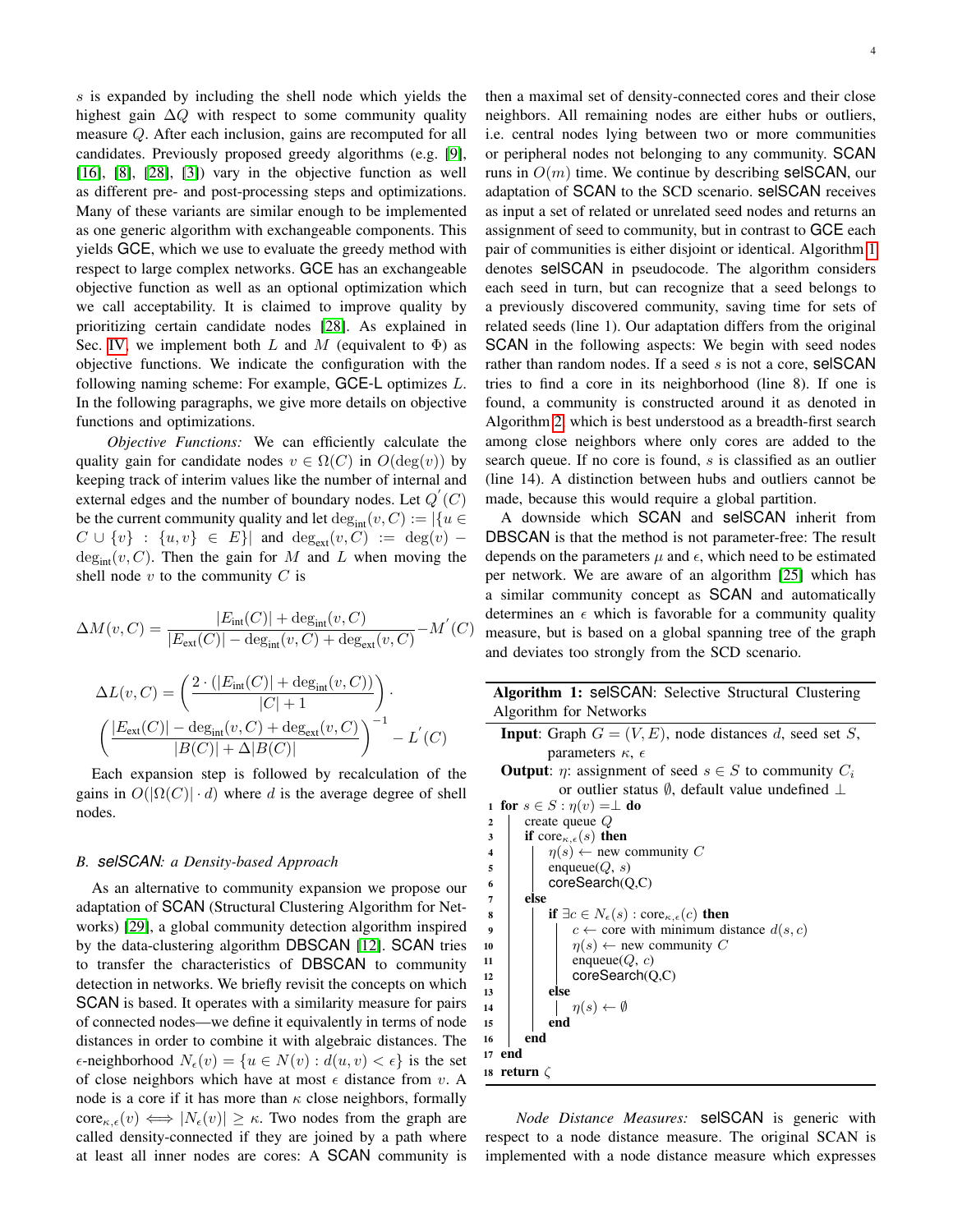$s$ is expanded by including the shell node which yields the highest gain $\Delta Q$ with respect to some community quality measure $Q$. After each inclusion, gains are recomputed for all candidates. Previously proposed greedy algorithms (e.g. [9], [16], [8], [28], [3]) vary in the objective function as well as different pre- and post-processing steps and optimizations. Many of these variants are similar enough to be implemented as one generic algorithm with exchangeable components. This yields GCE, which we use to evaluate the greedy method with respect to large complex networks. GCE has an exchangeable objective function as well as an optional optimization which we call acceptability. It is claimed to improve quality by prioritizing certain candidate nodes [28]. As explained in Sec. IV, we implement both $L$ and $M$ (equivalent to $\Phi$) as objective functions. We indicate the configuration with the following naming scheme: For example, GCE-L optimizes $L$. In the following paragraphs, we give more details on objective functions and optimizations.

*Objective Functions:* We can efficiently calculate the quality gain for candidate nodes $v \in \Omega(C)$ in $O(\deg(v))$ by keeping track of interim values like the number of internal and external edges and the number of boundary nodes. Let $Q^{'}(C)$ be the current community quality and let $\deg_{\text{int}}(v, C) := |\{u \in C \cup \{v\} : \{u, v\} \in E\}|$ and $\deg_{\text{ext}}(v, C) := \deg(v) - \deg_{\text{int}}(v, C)$. Then the gain for $M$ and $L$ when moving the shell node $v$ to the community $C$ is

$$\Delta M(v, C) = \frac{|E_{\text{int}}(C)| + \deg_{\text{int}}(v, C)}{|E_{\text{ext}}(C)| - \deg_{\text{int}}(v, C) + \deg_{\text{ext}}(v, C)} - M^{'}(C)$$

$$\Delta L(v, C) = \left( \frac{2 \cdot (|E_{\text{int}}(C)| + \deg_{\text{int}}(v, C))}{|C| + 1} \right) \cdot \left( \frac{|E_{\text{ext}}(C)| - \deg_{\text{int}}(v, C) + \deg_{\text{ext}}(v, C)}{|B(C)| + \Delta|B(C)|} \right)^{-1} - L^{'}(C)$$

Each expansion step is followed by recalculation of the gains in $O(|\Omega(C)| \cdot d)$ where $d$ is the average degree of shell nodes.

### B. *selSCAN: a Density-based Approach*

As an alternative to community expansion we propose our adaptation of SCAN (Structural Clustering Algorithm for Networks) [29], a global community detection algorithm inspired by the data-clustering algorithm DBSCAN [12]. SCAN tries to transfer the characteristics of DBSCAN to community detection in networks. We briefly revisit the concepts on which SCAN is based. It operates with a similarity measure for pairs of connected nodes—we define it equivalently in terms of node distances in order to combine it with algebraic distances. The $\epsilon$-neighborhood $N_\epsilon(v) = \{u \in N(v) : d(u, v) < \epsilon\}$ is the set of close neighbors which have at most $\epsilon$ distance from $v$. A node is a core if it has more than $\kappa$ close neighbors, formally $\text{core}_{\kappa,\epsilon}(v) \iff |N_\epsilon(v)| \geq \kappa$. Two nodes from the graph are called density-connected if they are joined by a path where at least all inner nodes are cores: A SCAN community is then a maximal set of density-connected cores and their close neighbors. All remaining nodes are either hubs or outliers, i.e. central nodes lying between two or more communities or peripheral nodes not belonging to any community. SCAN runs in $O(m)$ time. We continue by describing selSCAN, our adaptation of SCAN to the SCD scenario. selSCAN receives as input a set of related or unrelated seed nodes and returns an assignment of seed to community, but in contrast to GCE each pair of communities is either disjoint or identical. Algorithm 1 denotes selSCAN in pseudocode. The algorithm considers each seed in turn, but can recognize that a seed belongs to a previously discovered community, saving time for sets of related seeds (line 1). Our adaptation differs from the original SCAN in the following aspects: We begin with seed nodes rather than random nodes. If a seed $s$ is not a core, selSCAN tries to find a core in its neighborhood (line 8). If one is found, a community is constructed around it as denoted in Algorithm 2 which is best understood as a breadth-first search among close neighbors where only cores are added to the search queue. If no core is found, $s$ is classified as an outlier (line 14). A distinction between hubs and outliers cannot be made, because this would require a global partition.

A downside which SCAN and selSCAN inherit from DBSCAN is that the method is not parameter-free: The result depends on the parameters $\mu$ and $\epsilon$, which need to be estimated per network. We are aware of an algorithm [25] which has a similar community concept as SCAN and automatically determines an $\epsilon$ which is favorable for a community quality measure, but is based on a global spanning tree of the graph and deviates too strongly from the SCD scenario.

**Algorithm 1:** selSCAN: Selective Structural Clustering Algorithm for Networks

**Input**: Graph $G = (V, E)$, node distances $d$, seed set $S$, parameters $\kappa$, $\epsilon$
**Output**: $\eta$: assignment of seed $s \in S$ to community $C_i$ or outlier status $\emptyset$, default value undefined $\perp$

```
1  for s ∈ S : η(v) = ⊥ do
2      create queue Q
3      if core_{κ,ε}(s) then
4          η(s) ← new community C
5          enqueue(Q, s)
6          coreSearch(Q,C)
7      else
8          if ∃c ∈ N_ε(s) : core_{κ,ε}(c) then
9              c ← core with minimum distance d(s, c)
10             η(s) ← new community C
11             enqueue(Q, c)
12             coreSearch(Q,C)
13         else
14             η(s) ← ∅
15         end
16     end
17 end
18 return ζ
```

*Node Distance Measures:* selSCAN is generic with respect to a node distance measure. The original SCAN is implemented with a node distance measure which expresses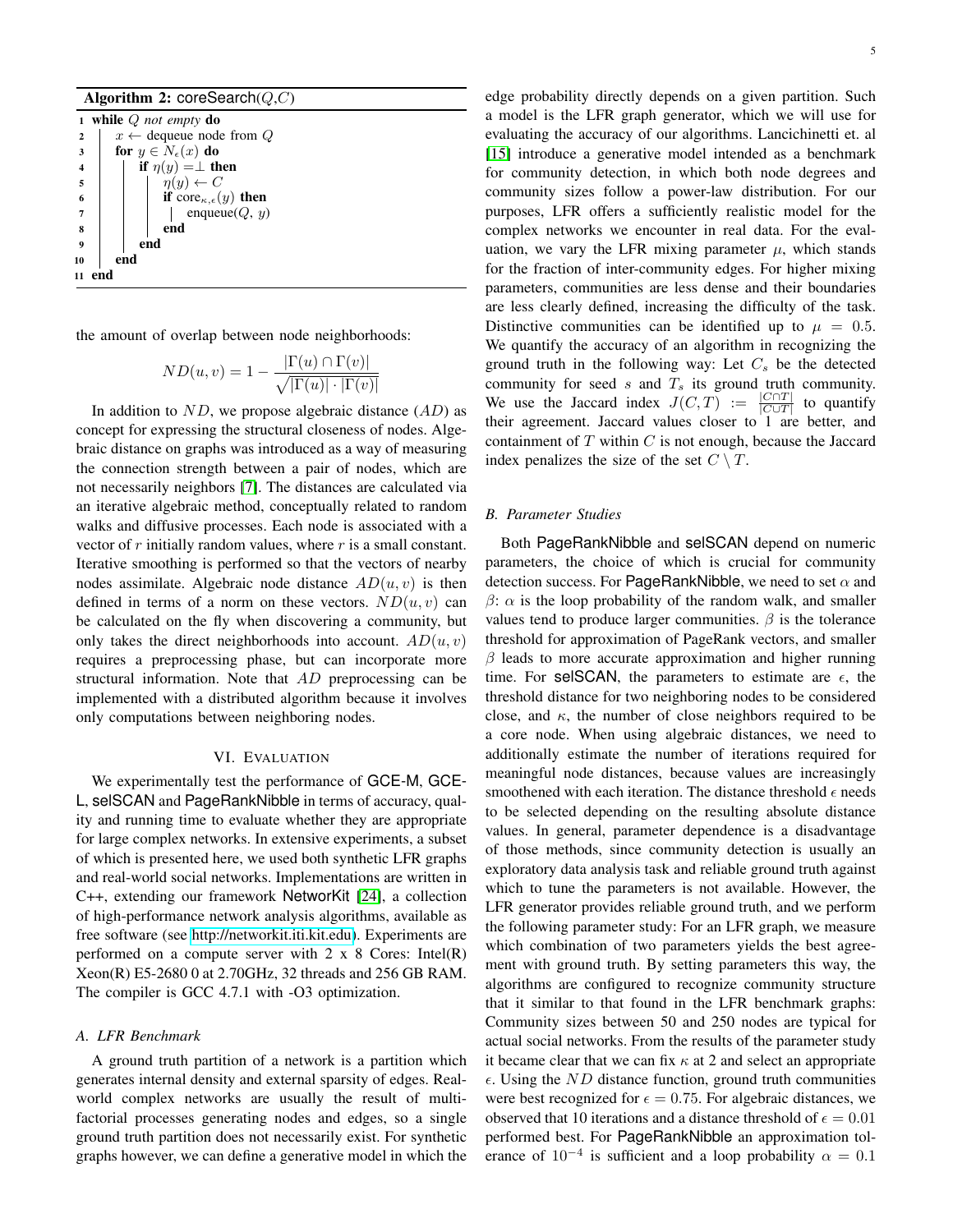**Algorithm 2:** coreSearch($Q$,$C$)

```
1  while Q not empty do
2  |   x ← dequeue node from Q
3  |   for y ∈ N_ε(x) do
4  |   |   if η(y) =⊥ then
5  |   |   |   η(y) ← C
6  |   |   |   if core_{κ,ε}(y) then
7  |   |   |   |   enqueue(Q, y)
8  |   |   |   end
9  |   |   end
10 |   end
11 end
```

the amount of overlap between node neighborhoods:

$$ND(u, v) = 1 - \frac{|\Gamma(u) \cap \Gamma(v)|}{\sqrt{|\Gamma(u)| \cdot |\Gamma(v)|}}$$

In addition to $ND$, we propose algebraic distance ($AD$) as concept for expressing the structural closeness of nodes. Algebraic distance on graphs was introduced as a way of measuring the connection strength between a pair of nodes, which are not necessarily neighbors [7]. The distances are calculated via an iterative algebraic method, conceptually related to random walks and diffusive processes. Each node is associated with a vector of $r$ initially random values, where $r$ is a small constant. Iterative smoothing is performed so that the vectors of nearby nodes assimilate. Algebraic node distance $AD(u, v)$ is then defined in terms of a norm on these vectors. $ND(u, v)$ can be calculated on the fly when discovering a community, but only takes the direct neighborhoods into account. $AD(u, v)$ requires a preprocessing phase, but can incorporate more structural information. Note that $AD$ preprocessing can be implemented with a distributed algorithm because it involves only computations between neighboring nodes.

## VI. Evaluation

We experimentally test the performance of GCE-M, GCE-L, selSCAN and PageRankNibble in terms of accuracy, quality and running time to evaluate whether they are appropriate for large complex networks. In extensive experiments, a subset of which is presented here, we used both synthetic LFR graphs and real-world social networks. Implementations are written in C++, extending our framework NetworKit [24], a collection of high-performance network analysis algorithms, available as free software (see http://networkit.iti.kit.edu). Experiments are performed on a compute server with 2 x 8 Cores: Intel(R) Xeon(R) E5-2680 0 at 2.70GHz, 32 threads and 256 GB RAM. The compiler is GCC 4.7.1 with -O3 optimization.

### A. LFR Benchmark

A ground truth partition of a network is a partition which generates internal density and external sparsity of edges. Real-world complex networks are usually the result of multi-factorial processes generating nodes and edges, so a single ground truth partition does not necessarily exist. For synthetic graphs however, we can define a generative model in which the edge probability directly depends on a given partition. Such a model is the LFR graph generator, which we will use for evaluating the accuracy of our algorithms. Lancichinetti et. al [15] introduce a generative model intended as a benchmark for community detection, in which both node degrees and community sizes follow a power-law distribution. For our purposes, LFR offers a sufficiently realistic model for the complex networks we encounter in real data. For the evaluation, we vary the LFR mixing parameter $\mu$, which stands for the fraction of inter-community edges. For higher mixing parameters, communities are less dense and their boundaries are less clearly defined, increasing the difficulty of the task. Distinctive communities can be identified up to $\mu = 0.5$. We quantify the accuracy of an algorithm in recognizing the ground truth in the following way: Let $C_s$ be the detected community for seed $s$ and $T_s$ its ground truth community. We use the Jaccard index $J(C, T) := \frac{|C \cap T|}{|C \cup T|}$ to quantify their agreement. Jaccard values closer to 1 are better, and containment of $T$ within $C$ is not enough, because the Jaccard index penalizes the size of the set $C \setminus T$.

### B. Parameter Studies

Both PageRankNibble and selSCAN depend on numeric parameters, the choice of which is crucial for community detection success. For PageRankNibble, we need to set $\alpha$ and $\beta$: $\alpha$ is the loop probability of the random walk, and smaller values tend to produce larger communities. $\beta$ is the tolerance threshold for approximation of PageRank vectors, and smaller $\beta$ leads to more accurate approximation and higher running time. For selSCAN, the parameters to estimate are $\epsilon$, the threshold distance for two neighboring nodes to be considered close, and $\kappa$, the number of close neighbors required to be a core node. When using algebraic distances, we need to additionally estimate the number of iterations required for meaningful node distances, because values are increasingly smoothened with each iteration. The distance threshold $\epsilon$ needs to be selected depending on the resulting absolute distance values. In general, parameter dependence is a disadvantage of those methods, since community detection is usually an exploratory data analysis task and reliable ground truth against which to tune the parameters is not available. However, the LFR generator provides reliable ground truth, and we perform the following parameter study: For an LFR graph, we measure which combination of two parameters yields the best agreement with ground truth. By setting parameters this way, the algorithms are configured to recognize community structure that it similar to that found in the LFR benchmark graphs: Community sizes between 50 and 250 nodes are typical for actual social networks. From the results of the parameter study it became clear that we can fix $\kappa$ at 2 and select an appropriate $\epsilon$. Using the $ND$ distance function, ground truth communities were best recognized for $\epsilon = 0.75$. For algebraic distances, we observed that 10 iterations and a distance threshold of $\epsilon = 0.01$ performed best. For PageRankNibble an approximation tolerance of $10^{-4}$ is sufficient and a loop probability $\alpha = 0.1$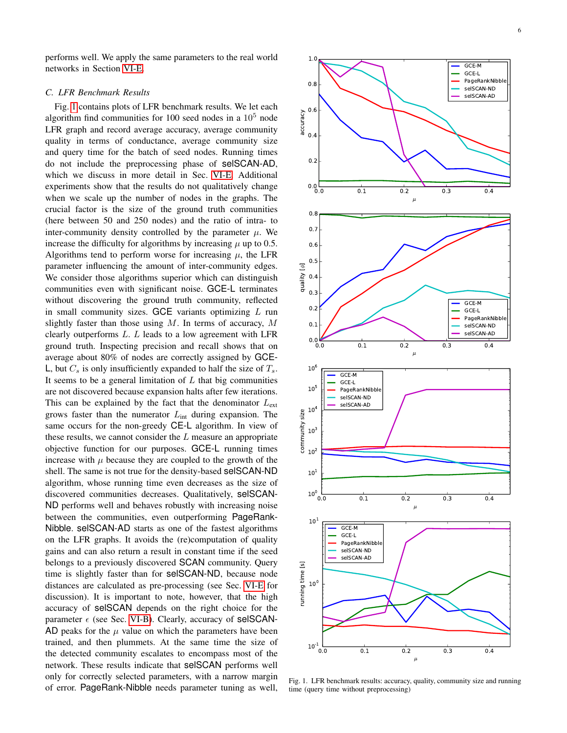performs well. We apply the same parameters to the real world networks in Section VI-E.

### C. LFR Benchmark Results

Fig. 1 contains plots of LFR benchmark results. We let each algorithm find communities for 100 seed nodes in a $10^5$ node LFR graph and record average accuracy, average community quality in terms of conductance, average community size and query time for the batch of seed nodes. Running times do not include the preprocessing phase of selSCAN-AD, which we discuss in more detail in Sec. VI-E. Additional experiments show that the results do not qualitatively change when we scale up the number of nodes in the graphs. The crucial factor is the size of the ground truth communities (here between 50 and 250 nodes) and the ratio of intra- to inter-community density controlled by the parameter $\mu$. We increase the difficulty for algorithms by increasing $\mu$ up to 0.5. Algorithms tend to perform worse for increasing $\mu$, the LFR parameter influencing the amount of inter-community edges. We consider those algorithms superior which can distinguish communities even with significant noise. GCE-L terminates without discovering the ground truth community, reflected in small community sizes. GCE variants optimizing $L$ run slightly faster than those using $M$. In terms of accuracy, $M$ clearly outperforms $L$. $L$ leads to a low agreement with LFR ground truth. Inspecting precision and recall shows that on average about 80% of nodes are correctly assigned by GCE-L, but $C_s$ is only insufficiently expanded to half the size of $T_s$. It seems to be a general limitation of $L$ that big communities are not discovered because expansion halts after few iterations. This can be explained by the fact that the denominator $L_{\text{ext}}$ grows faster than the numerator $L_{\text{int}}$ during expansion. The same occurs for the non-greedy CE-L algorithm. In view of these results, we cannot consider the $L$ measure an appropriate objective function for our purposes. GCE-L running times increase with $\mu$ because they are coupled to the growth of the shell. The same is not true for the density-based selSCAN-ND algorithm, whose running time even decreases as the size of discovered communities decreases. Qualitatively, selSCAN-ND performs well and behaves robustly with increasing noise between the communities, even outperforming PageRank-Nibble. selSCAN-AD starts as one of the fastest algorithms on the LFR graphs. It avoids the (re)computation of quality gains and can also return a result in constant time if the seed belongs to a previously discovered SCAN community. Query time is slightly faster than for selSCAN-ND, because node distances are calculated as pre-processing (see Sec. VI-E for discussion). It is important to note, however, that the high accuracy of selSCAN depends on the right choice for the parameter $\epsilon$ (see Sec. VI-B). Clearly, accuracy of selSCAN-AD peaks for the $\mu$ value on which the parameters have been trained, and then plummets. At the same time the size of the detected community escalates to encompass most of the network. These results indicate that selSCAN performs well only for correctly selected parameters, with a narrow margin of error. PageRank-Nibble needs parameter tuning as well,

Fig. 1. LFR benchmark results: accuracy, quality, community size and running time (query time without preprocessing)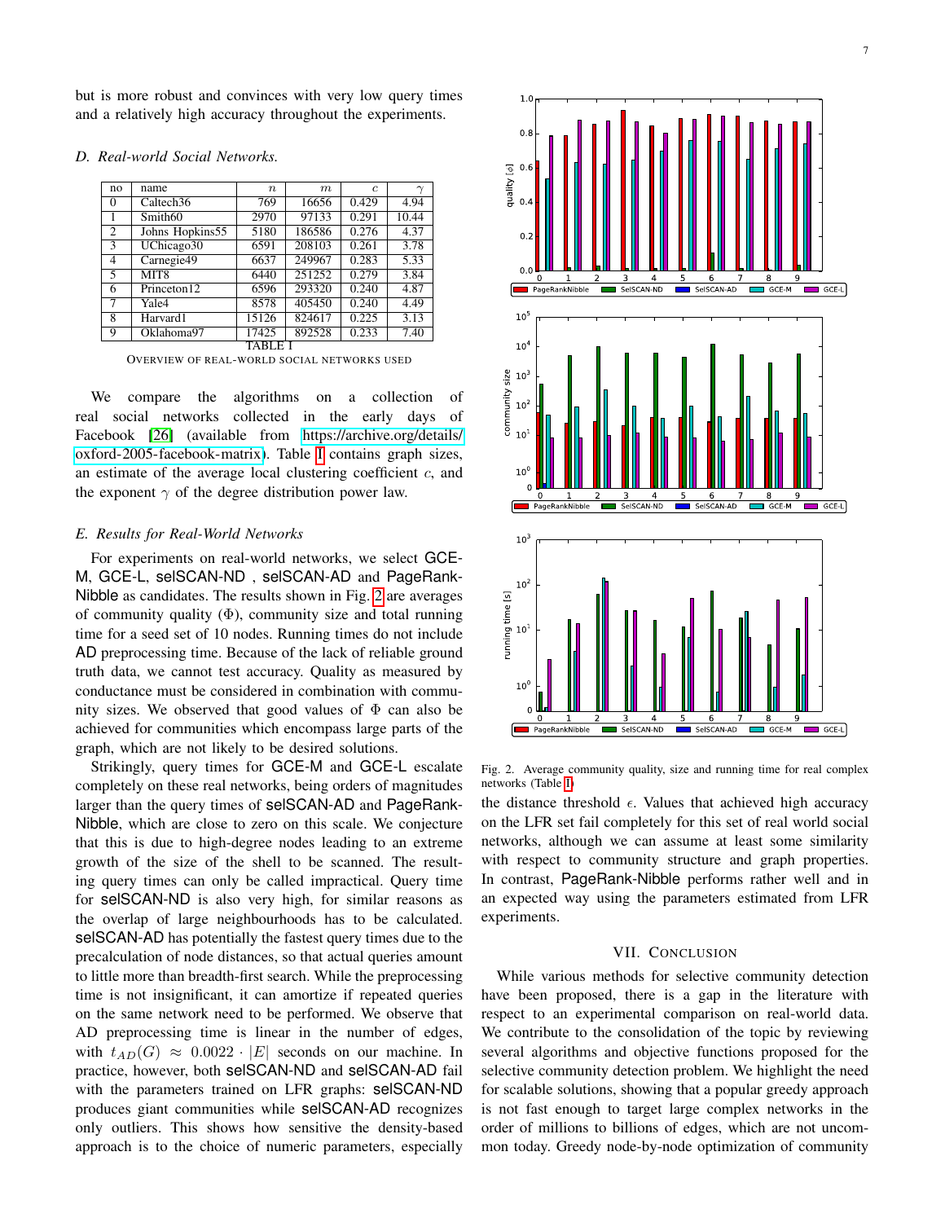but is more robust and convinces with very low query times and a relatively high accuracy throughout the experiments.

### D. Real-world Social Networks.

| no | name | $n$ | $m$ | $c$ | $\gamma$ |
|---|---|---|---|---|---|
| 0 | Caltech36 | 769 | 16656 | 0.429 | 4.94 |
| 1 | Smith60 | 2970 | 97133 | 0.291 | 10.44 |
| 2 | Johns Hopkins55 | 5180 | 186586 | 0.276 | 4.37 |
| 3 | UChicago30 | 6591 | 208103 | 0.261 | 3.78 |
| 4 | Carnegie49 | 6637 | 249967 | 0.283 | 5.33 |
| 5 | MIT8 | 6440 | 251252 | 0.279 | 3.84 |
| 6 | Princeton12 | 6596 | 293320 | 0.240 | 4.87 |
| 7 | Yale4 | 8578 | 405450 | 0.240 | 4.49 |
| 8 | Harvard1 | 15126 | 824617 | 0.225 | 3.13 |
| 9 | Oklahoma97 | 17425 | 892528 | 0.233 | 7.40 |

TABLE I

OVERVIEW OF REAL-WORLD SOCIAL NETWORKS USED

We compare the algorithms on a collection of real social networks collected in the early days of Facebook [26] (available from https://archive.org/details/oxford-2005-facebook-matrix). Table I contains graph sizes, an estimate of the average local clustering coefficient $c$, and the exponent $\gamma$ of the degree distribution power law.

### E. Results for Real-World Networks

For experiments on real-world networks, we select GCE-M, GCE-L, selSCAN-ND , selSCAN-AD and PageRank-Nibble as candidates. The results shown in Fig. 2 are averages of community quality ($\Phi$), community size and total running time for a seed set of 10 nodes. Running times do not include AD preprocessing time. Because of the lack of reliable ground truth data, we cannot test accuracy. Quality as measured by conductance must be considered in combination with community sizes. We observed that good values of $\Phi$ can also be achieved for communities which encompass large parts of the graph, which are not likely to be desired solutions.

Strikingly, query times for GCE-M and GCE-L escalate completely on these real networks, being orders of magnitudes larger than the query times of selSCAN-AD and PageRank-Nibble, which are close to zero on this scale. We conjecture that this is due to high-degree nodes leading to an extreme growth of the size of the shell to be scanned. The resulting query times can only be called impractical. Query time for selSCAN-ND is also very high, for similar reasons as the overlap of large neighbourhoods has to be calculated. selSCAN-AD has potentially the fastest query times due to the precalculation of node distances, so that actual queries amount to little more than breadth-first search. While the preprocessing time is not insignificant, it can amortize if repeated queries on the same network need to be performed. We observe that AD preprocessing time is linear in the number of edges, with $t_{AD}(G) \approx 0.0022 \cdot |E|$ seconds on our machine. In practice, however, both selSCAN-ND and selSCAN-AD fail with the parameters trained on LFR graphs: selSCAN-ND produces giant communities while selSCAN-AD recognizes only outliers. This shows how sensitive the density-based approach is to the choice of numeric parameters, especially the distance threshold $\epsilon$. Values that achieved high accuracy on the LFR set fail completely for this set of real world social networks, although we can assume at least some similarity with respect to community structure and graph properties. In contrast, PageRank-Nibble performs rather well and in an expected way using the parameters estimated from LFR experiments.

Fig. 2. Average community quality, size and running time for real complex networks (Table I)

## VII. Conclusion

While various methods for selective community detection have been proposed, there is a gap in the literature with respect to an experimental comparison on real-world data. We contribute to the consolidation of the topic by reviewing several algorithms and objective functions proposed for the selective community detection problem. We highlight the need for scalable solutions, showing that a popular greedy approach is not fast enough to target large complex networks in the order of millions to billions of edges, which are not uncommon today. Greedy node-by-node optimization of community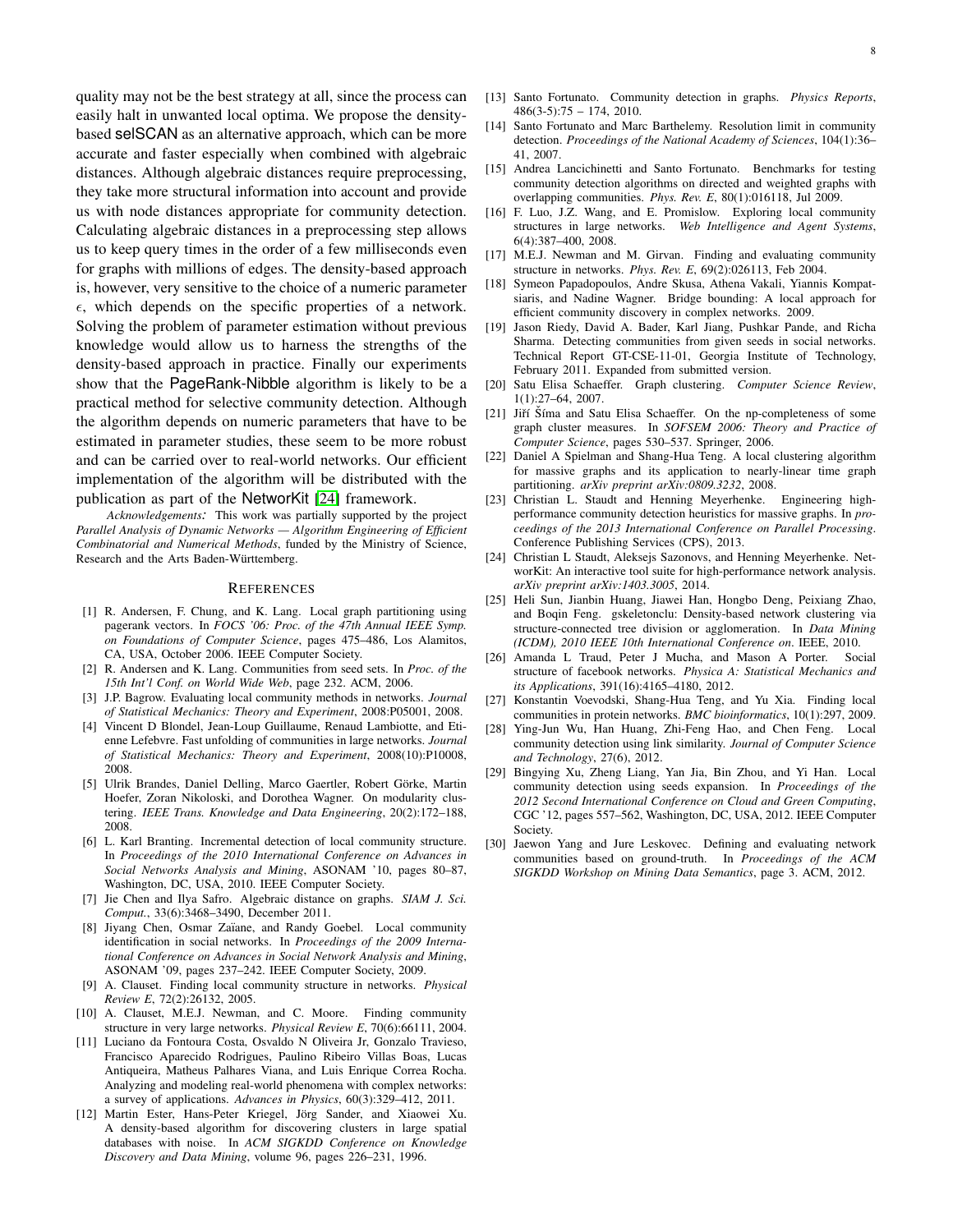quality may not be the best strategy at all, since the process can easily halt in unwanted local optima. We propose the density-based selSCAN as an alternative approach, which can be more accurate and faster especially when combined with algebraic distances. Although algebraic distances require preprocessing, they take more structural information into account and provide us with node distances appropriate for community detection. Calculating algebraic distances in a preprocessing step allows us to keep query times in the order of a few milliseconds even for graphs with millions of edges. The density-based approach is, however, very sensitive to the choice of a numeric parameter $\epsilon$, which depends on the specific properties of a network. Solving the problem of parameter estimation without previous knowledge would allow us to harness the strengths of the density-based approach in practice. Finally our experiments show that the PageRank-Nibble algorithm is likely to be a practical method for selective community detection. Although the algorithm depends on numeric parameters that have to be estimated in parameter studies, these seem to be more robust and can be carried over to real-world networks. Our efficient implementation of the algorithm will be distributed with the publication as part of the NetworKit [24] framework.

*Acknowledgements:* This work was partially supported by the project *Parallel Analysis of Dynamic Networks — Algorithm Engineering of Efficient Combinatorial and Numerical Methods*, funded by the Ministry of Science, Research and the Arts Baden-Württemberg.

## References

[1] R. Andersen, F. Chung, and K. Lang. Local graph partitioning using pagerank vectors. In *FOCS '06: Proc. of the 47th Annual IEEE Symp. on Foundations of Computer Science*, pages 475–486, Los Alamitos, CA, USA, October 2006. IEEE Computer Society.

[2] R. Andersen and K. Lang. Communities from seed sets. In *Proc. of the 15th Int'l Conf. on World Wide Web*, page 232. ACM, 2006.

[3] J.P. Bagrow. Evaluating local community methods in networks. *Journal of Statistical Mechanics: Theory and Experiment*, 2008:P05001, 2008.

[4] Vincent D Blondel, Jean-Loup Guillaume, Renaud Lambiotte, and Etienne Lefebvre. Fast unfolding of communities in large networks. *Journal of Statistical Mechanics: Theory and Experiment*, 2008(10):P10008, 2008.

[5] Ulrik Brandes, Daniel Delling, Marco Gaertler, Robert Görke, Martin Hoefer, Zoran Nikoloski, and Dorothea Wagner. On modularity clustering. *IEEE Trans. Knowledge and Data Engineering*, 20(2):172–188, 2008.

[6] L. Karl Branting. Incremental detection of local community structure. In *Proceedings of the 2010 International Conference on Advances in Social Networks Analysis and Mining*, ASONAM '10, pages 80–87, Washington, DC, USA, 2010. IEEE Computer Society.

[7] Jie Chen and Ilya Safro. Algebraic distance on graphs. *SIAM J. Sci. Comput.*, 33(6):3468–3490, December 2011.

[8] Jiyang Chen, Osmar Zaïane, and Randy Goebel. Local community identification in social networks. In *Proceedings of the 2009 International Conference on Advances in Social Network Analysis and Mining*, ASONAM '09, pages 237–242. IEEE Computer Society, 2009.

[9] A. Clauset. Finding local community structure in networks. *Physical Review E*, 72(2):26132, 2005.

[10] A. Clauset, M.E.J. Newman, and C. Moore. Finding community structure in very large networks. *Physical Review E*, 70(6):66111, 2004.

[11] Luciano da Fontoura Costa, Osvaldo N Oliveira Jr, Gonzalo Travieso, Francisco Aparecido Rodrigues, Paulino Ribeiro Villas Boas, Lucas Antiqueira, Matheus Palhares Viana, and Luis Enrique Correa Rocha. Analyzing and modeling real-world phenomena with complex networks: a survey of applications. *Advances in Physics*, 60(3):329–412, 2011.

[12] Martin Ester, Hans-Peter Kriegel, Jörg Sander, and Xiaowei Xu. A density-based algorithm for discovering clusters in large spatial databases with noise. In *ACM SIGKDD Conference on Knowledge Discovery and Data Mining*, volume 96, pages 226–231, 1996.

[13] Santo Fortunato. Community detection in graphs. *Physics Reports*, 486(3-5):75 – 174, 2010.

[14] Santo Fortunato and Marc Barthelemy. Resolution limit in community detection. *Proceedings of the National Academy of Sciences*, 104(1):36–41, 2007.

[15] Andrea Lancichinetti and Santo Fortunato. Benchmarks for testing community detection algorithms on directed and weighted graphs with overlapping communities. *Phys. Rev. E*, 80(1):016118, Jul 2009.

[16] F. Luo, J.Z. Wang, and E. Promislow. Exploring local community structures in large networks. *Web Intelligence and Agent Systems*, 6(4):387–400, 2008.

[17] M.E.J. Newman and M. Girvan. Finding and evaluating community structure in networks. *Phys. Rev. E*, 69(2):026113, Feb 2004.

[18] Symeon Papadopoulos, Andre Skusa, Athena Vakali, Yiannis Kompatsiaris, and Nadine Wagner. Bridge bounding: A local approach for efficient community discovery in complex networks. 2009.

[19] Jason Riedy, David A. Bader, Karl Jiang, Pushkar Pande, and Richa Sharma. Detecting communities from given seeds in social networks. Technical Report GT-CSE-11-01, Georgia Institute of Technology, February 2011. Expanded from submitted version.

[20] Satu Elisa Schaeffer. Graph clustering. *Computer Science Review*, 1(1):27–64, 2007.

[21] Jiří Šíma and Satu Elisa Schaeffer. On the np-completeness of some graph cluster measures. In *SOFSEM 2006: Theory and Practice of Computer Science*, pages 530–537. Springer, 2006.

[22] Daniel A Spielman and Shang-Hua Teng. A local clustering algorithm for massive graphs and its application to nearly-linear time graph partitioning. *arXiv preprint arXiv:0809.3232*, 2008.

[23] Christian L. Staudt and Henning Meyerhenke. Engineering high-performance community detection heuristics for massive graphs. In *proceedings of the 2013 International Conference on Parallel Processing*. Conference Publishing Services (CPS), 2013.

[24] Christian L Staudt, Aleksejs Sazonovs, and Henning Meyerhenke. NetworKit: An interactive tool suite for high-performance network analysis. *arXiv preprint arXiv:1403.3005*, 2014.

[25] Heli Sun, Jianbin Huang, Jiawei Han, Hongbo Deng, Peixiang Zhao, and Boqin Feng. gskeletonclu: Density-based network clustering via structure-connected tree division or agglomeration. In *Data Mining (ICDM), 2010 IEEE 10th International Conference on*. IEEE, 2010.

[26] Amanda L Traud, Peter J Mucha, and Mason A Porter. Social structure of facebook networks. *Physica A: Statistical Mechanics and its Applications*, 391(16):4165–4180, 2012.

[27] Konstantin Voevodski, Shang-Hua Teng, and Yu Xia. Finding local communities in protein networks. *BMC bioinformatics*, 10(1):297, 2009.

[28] Ying-Jun Wu, Han Huang, Zhi-Feng Hao, and Chen Feng. Local community detection using link similarity. *Journal of Computer Science and Technology*, 27(6), 2012.

[29] Bingying Xu, Zheng Liang, Yan Jia, Bin Zhou, and Yi Han. Local community detection using seeds expansion. In *Proceedings of the 2012 Second International Conference on Cloud and Green Computing*, CGC '12, pages 557–562, Washington, DC, USA, 2012. IEEE Computer Society.

[30] Jaewon Yang and Jure Leskovec. Defining and evaluating network communities based on ground-truth. In *Proceedings of the ACM SIGKDD Workshop on Mining Data Semantics*, page 3. ACM, 2012.